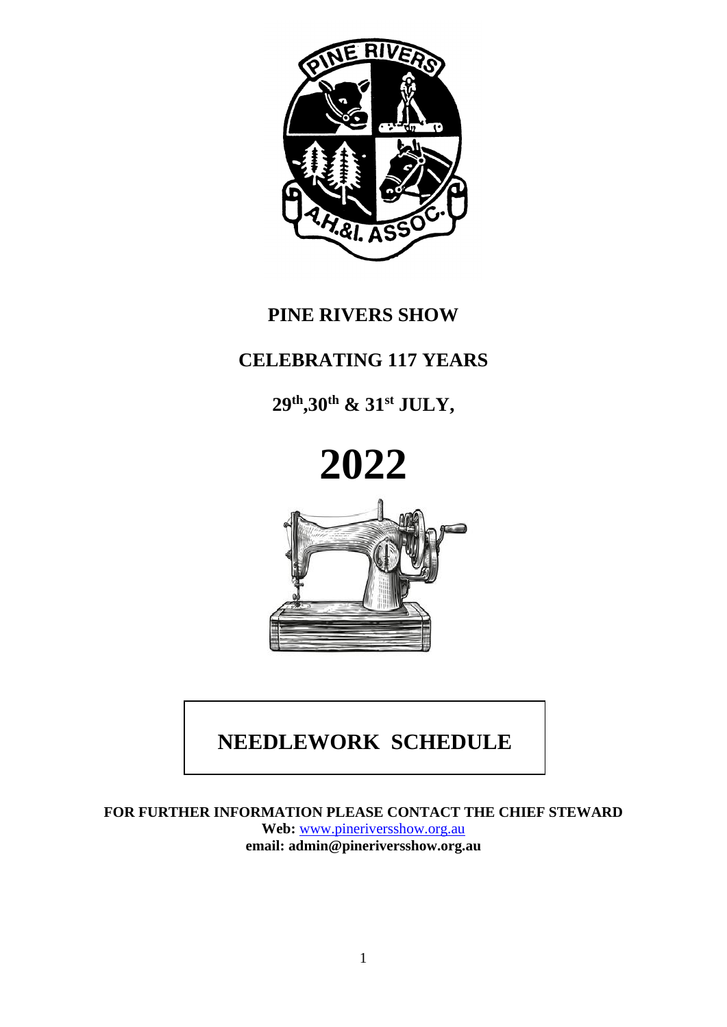# PINE RIVERS SHOW

## CELEBRATING 117 YEARS

**29th, 30th & 31st JULY,**

# 2022

## NEEDLEWORK SCHEDULE

**FOR FURTHER INFORMATION PLEASE CONTACT THE CHIEF STEWARD**
**Web:** www.pineriversshow.org.au
**email: admin@pineriversshow.org.au**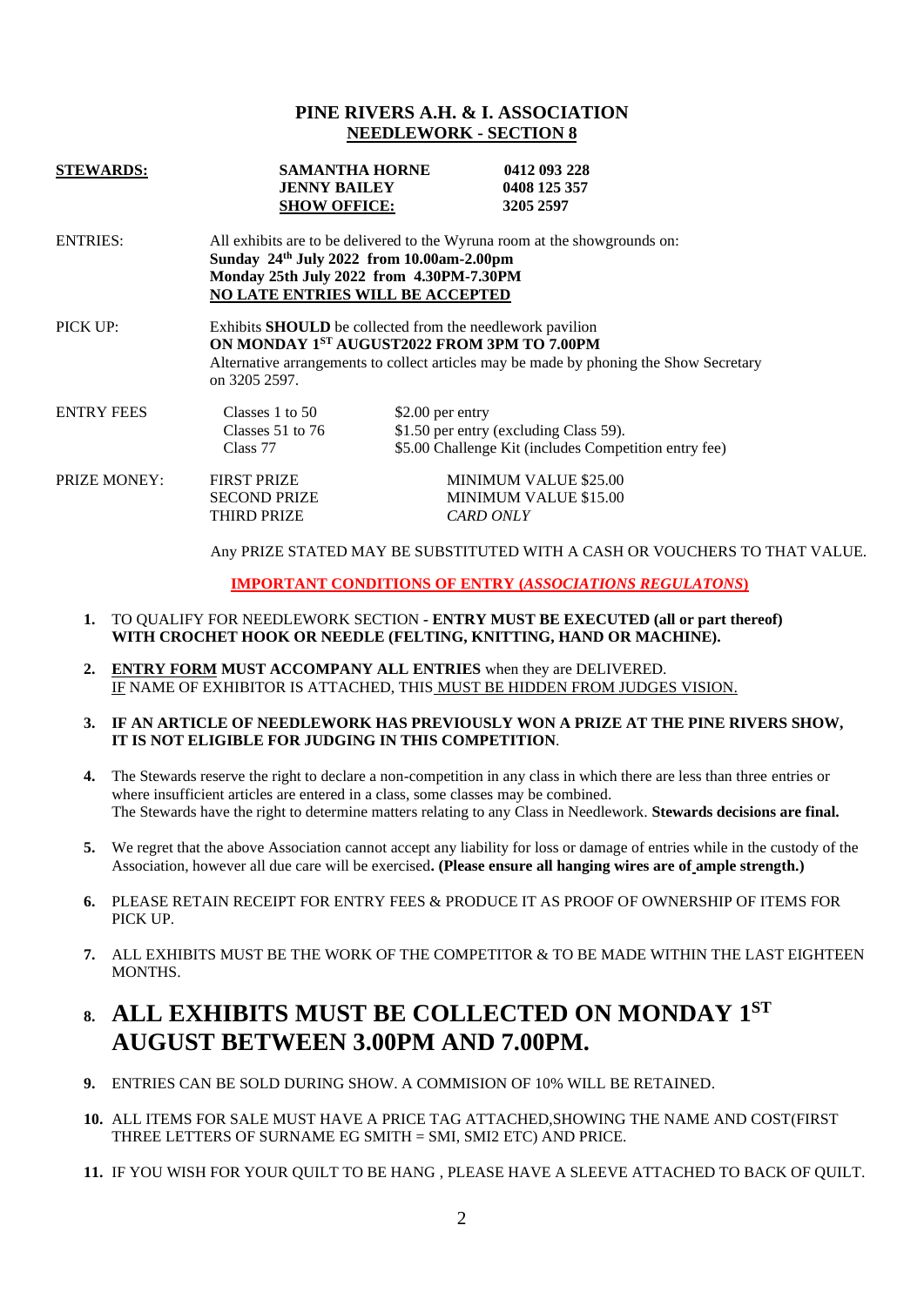## PINE RIVERS A.H. & I. ASSOCIATION
## NEEDLEWORK - SECTION 8

| **STEWARDS:** | **SAMANTHA HORNE** | **0412 093 228** |
|---|---|---|
| | **JENNY BAILEY** | **0408 125 357** |
| | **SHOW OFFICE:** | **3205 2597** |

ENTRIES: All exhibits are to be delivered to the Wyruna room at the showgrounds on:
**Sunday 24th July 2022 from 10.00am-2.00pm**
**Monday 25th July 2022 from 4.30PM-7.30PM**
**NO LATE ENTRIES WILL BE ACCEPTED**

PICK UP: Exhibits **SHOULD** be collected from the needlework pavilion
**ON MONDAY 1ST AUGUST2022 FROM 3PM TO 7.00PM**
Alternative arrangements to collect articles may be made by phoning the Show Secretary on 3205 2597.

| ENTRY FEES | Classes 1 to 50 | $2.00 per entry |
|---|---|---|
| | Classes 51 to 76 | $1.50 per entry (excluding Class 59). |
| | Class 77 | $5.00 Challenge Kit (includes Competition entry fee) |

| PRIZE MONEY: | FIRST PRIZE | MINIMUM VALUE $25.00 |
|---|---|---|
| | SECOND PRIZE | MINIMUM VALUE $15.00 |
| | THIRD PRIZE | *CARD ONLY* |

Any PRIZE STATED MAY BE SUBSTITUTED WITH A CASH OR VOUCHERS TO THAT VALUE.

**IMPORTANT CONDITIONS OF ENTRY (*ASSOCIATIONS REGULATONS*)**

1. TO QUALIFY FOR NEEDLEWORK SECTION - **ENTRY MUST BE EXECUTED (all or part thereof) WITH CROCHET HOOK OR NEEDLE (FELTING, KNITTING, HAND OR MACHINE).**
2. **ENTRY FORM MUST ACCOMPANY ALL ENTRIES** when they are DELIVERED. IF NAME OF EXHIBITOR IS ATTACHED, THIS MUST BE HIDDEN FROM JUDGES VISION.
3. **IF AN ARTICLE OF NEEDLEWORK HAS PREVIOUSLY WON A PRIZE AT THE PINE RIVERS SHOW, IT IS NOT ELIGIBLE FOR JUDGING IN THIS COMPETITION**.
4. The Stewards reserve the right to declare a non-competition in any class in which there are less than three entries or where insufficient articles are entered in a class, some classes may be combined. The Stewards have the right to determine matters relating to any Class in Needlework. **Stewards decisions are final.**
5. We regret that the above Association cannot accept any liability for loss or damage of entries while in the custody of the Association, however all due care will be exercised**. (Please ensure all hanging wires are of ample strength.)**
6. PLEASE RETAIN RECEIPT FOR ENTRY FEES & PRODUCE IT AS PROOF OF OWNERSHIP OF ITEMS FOR PICK UP.
7. ALL EXHIBITS MUST BE THE WORK OF THE COMPETITOR & TO BE MADE WITHIN THE LAST EIGHTEEN MONTHS.
8. **ALL EXHIBITS MUST BE COLLECTED ON MONDAY 1ST AUGUST BETWEEN 3.00PM AND 7.00PM.**
9. ENTRIES CAN BE SOLD DURING SHOW. A COMMISION OF 10% WILL BE RETAINED.
10. ALL ITEMS FOR SALE MUST HAVE A PRICE TAG ATTACHED,SHOWING THE NAME AND COST(FIRST THREE LETTERS OF SURNAME EG SMITH = SMI, SMI2 ETC) AND PRICE.
11. IF YOU WISH FOR YOUR QUILT TO BE HANG , PLEASE HAVE A SLEEVE ATTACHED TO BACK OF QUILT.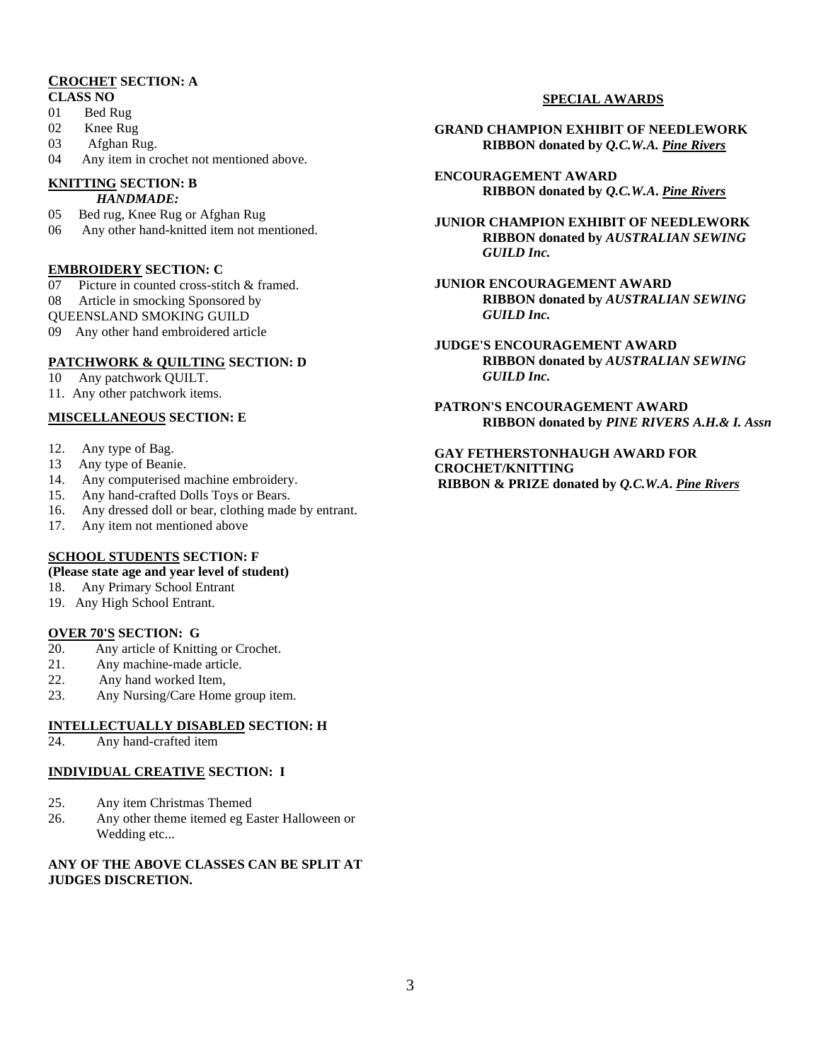**<u>CROCHET</u> SECTION: A**

**CLASS NO**

01 Bed Rug
02 Knee Rug
03 Afghan Rug.
04 Any item in crochet not mentioned above.

**<u>KNITTING</u> SECTION: B**

***HANDMADE:***

05 Bed rug, Knee Rug or Afghan Rug
06 Any other hand-knitted item not mentioned.

**<u>EMBROIDERY</u> SECTION: C**

07 Picture in counted cross-stitch & framed.
08 Article in smocking Sponsored by QUEENSLAND SMOKING GUILD
09 Any other hand embroidered article

**<u>PATCHWORK & QUILTING</u> SECTION: D**

10 Any patchwork QUILT.
11. Any other patchwork items.

**<u>MISCELLANEOUS</u> SECTION: E**

12. Any type of Bag.
13 Any type of Beanie.
14. Any computerised machine embroidery.
15. Any hand-crafted Dolls Toys or Bears.
16. Any dressed doll or bear, clothing made by entrant.
17. Any item not mentioned above

**<u>SCHOOL STUDENTS</u> SECTION: F**

**(Please state age and year level of student)**

18. Any Primary School Entrant
19. Any High School Entrant.

**<u>OVER 70'S</u> SECTION: G**

20. Any article of Knitting or Crochet.
21. Any machine-made article.
22. Any hand worked Item,
23. Any Nursing/Care Home group item.

**<u>INTELLECTUALLY DISABLED</u> SECTION: H**

24. Any hand-crafted item

**<u>INDIVIDUAL CREATIVE</u> SECTION: I**

25. Any item Christmas Themed
26. Any other theme itemed eg Easter Halloween or Wedding etc...

**ANY OF THE ABOVE CLASSES CAN BE SPLIT AT JUDGES DISCRETION.**

## <u>SPECIAL AWARDS</u>

**GRAND CHAMPION EXHIBIT OF NEEDLEWORK**
**RIBBON donated by *Q.C.W.A. <u>Pine Rivers</u>***

**ENCOURAGEMENT AWARD**
**RIBBON donated by *Q.C.W.A. <u>Pine Rivers</u>***

**JUNIOR CHAMPION EXHIBIT OF NEEDLEWORK**
**RIBBON donated by *AUSTRALIAN SEWING GUILD Inc.***

**JUNIOR ENCOURAGEMENT AWARD**
**RIBBON donated by *AUSTRALIAN SEWING GUILD Inc.***

**JUDGE'S ENCOURAGEMENT AWARD**
**RIBBON donated by *AUSTRALIAN SEWING GUILD Inc.***

**PATRON'S ENCOURAGEMENT AWARD**
**RIBBON donated by *PINE RIVERS A.H.& I. Assn***

**GAY FETHERSTONHAUGH AWARD FOR CROCHET/KNITTING**
**RIBBON & PRIZE donated by *Q.C.W.A. <u>Pine Rivers</u>***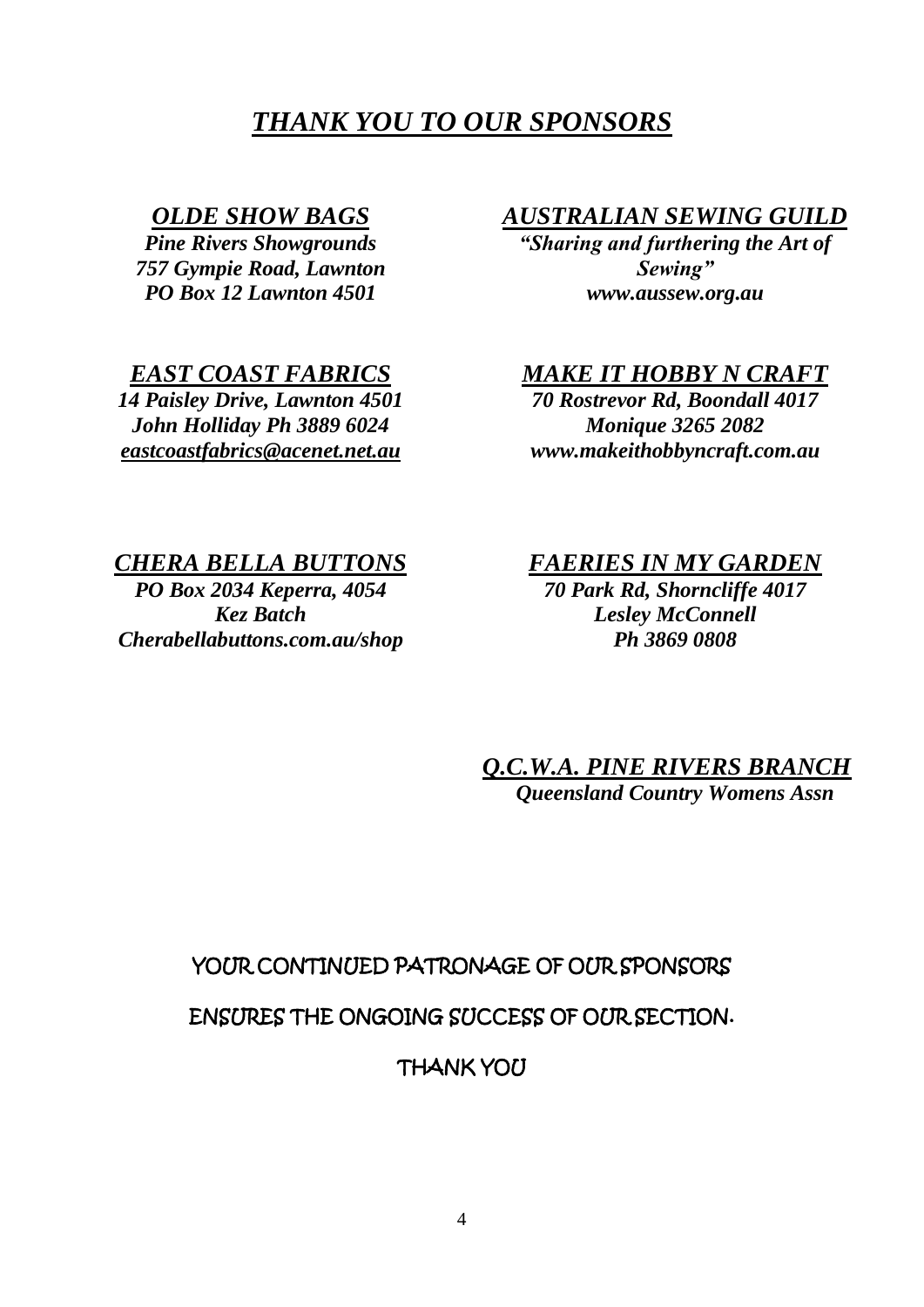# ***THANK YOU TO OUR SPONSORS***

***OLDE SHOW BAGS***
***Pine Rivers Showgrounds***
***757 Gympie Road, Lawnton***
***PO Box 12 Lawnton 4501***

***AUSTRALIAN SEWING GUILD***
***"Sharing and furthering the Art of Sewing"***
***www.aussew.org.au***

***EAST COAST FABRICS***
***14 Paisley Drive, Lawnton 4501***
***John Holliday Ph 3889 6024***
***eastcoastfabrics@acenet.net.au***

***MAKE IT HOBBY N CRAFT***
***70 Rostrevor Rd, Boondall 4017***
***Monique 3265 2082***
***www.makeithobbyncraft.com.au***

***CHERA BELLA BUTTONS***
***PO Box 2034 Keperra, 4054***
***Kez Batch***
***Cherabellabuttons.com.au/shop***

***FAERIES IN MY GARDEN***
***70 Park Rd, Shorncliffe 4017***
***Lesley McConnell***
***Ph 3869 0808***

***Q.C.W.A. PINE RIVERS BRANCH***
***Queensland Country Womens Assn***

YOUR CONTINUED PATRONAGE OF OUR SPONSORS

ENSURES THE ONGOING SUCCESS OF OUR SECTION.

THANK YOU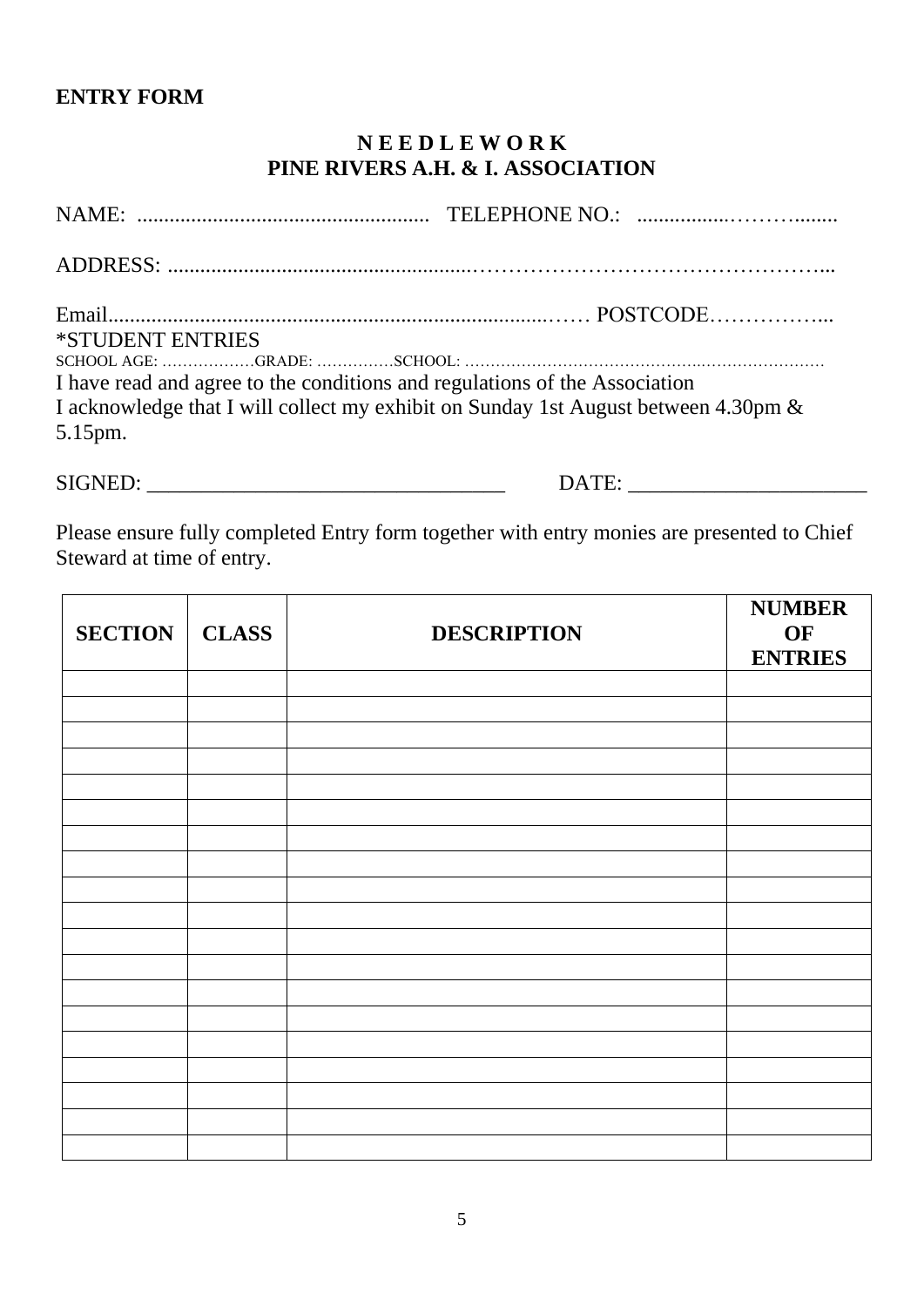**ENTRY FORM**

**N E E D L E W O R K**
**PINE RIVERS A.H. & I. ASSOCIATION**

NAME: ....................................................... TELEPHONE NO.: .................………........

ADDRESS: ......................................................……………………………………...

Email.....................................................................................…… POSTCODE……………...

*STUDENT ENTRIES

SCHOOL AGE: ………………GRADE: ……………SCHOOL: ……………………………………………………………

I have read and agree to the conditions and regulations of the Association

I acknowledge that I will collect my exhibit on Sunday 1st August between 4.30pm & 5.15pm.

SIGNED: _________________________________ DATE: ______________________

Please ensure fully completed Entry form together with entry monies are presented to Chief Steward at time of entry.

| SECTION | CLASS | DESCRIPTION | NUMBER OF ENTRIES |
|---|---|---|---|
| | | | |
| | | | |
| | | | |
| | | | |
| | | | |
| | | | |
| | | | |
| | | | |
| | | | |
| | | | |
| | | | |
| | | | |
| | | | |
| | | | |
| | | | |
| | | | |
| | | | |
| | | | |
| | | | |